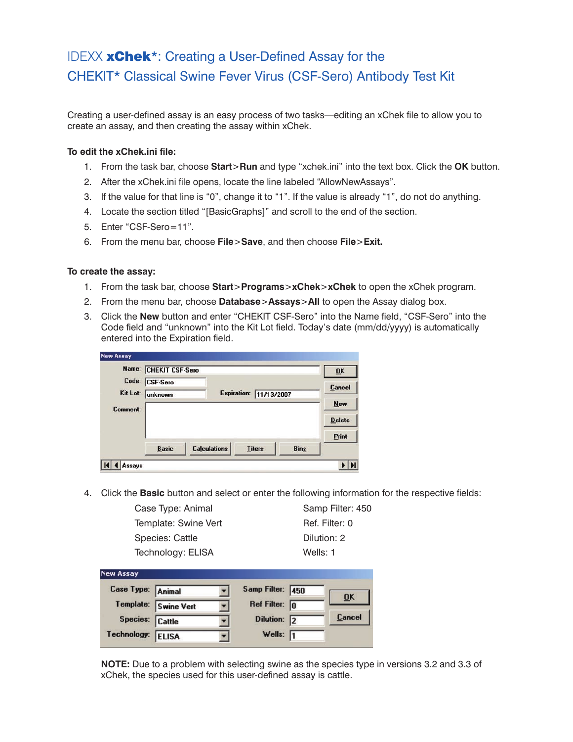# IDEXX **xChek***: Creating a User-Defined Assay for the CHEKIT* Classical Swine Fever Virus (CSF-Sero) Antibody Test Kit

Creating a user-defined assay is an easy process of two tasks—editing an xChek file to allow you to create an assay, and then creating the assay within xChek.

**To edit the xChek.ini file:**

1. From the task bar, choose **Start**>**Run** and type "xchek.ini" into the text box. Click the **OK** button.
2. After the xChek.ini file opens, locate the line labeled "AllowNewAssays".
3. If the value for that line is "0", change it to "1". If the value is already "1", do not do anything.
4. Locate the section titled "[BasicGraphs]" and scroll to the end of the section.
5. Enter "CSF-Sero=11".
6. From the menu bar, choose **File**>**Save**, and then choose **File**>**Exit.**

**To create the assay:**

1. From the task bar, choose **Start**>**Programs**>**xChek**>**xChek** to open the xChek program.
2. From the menu bar, choose **Database**>**Assays**>**All** to open the Assay dialog box.
3. Click the **New** button and enter "CHEKIT CSF-Sero" into the Name field, "CSF-Sero" into the Code field and "unknown" into the Kit Lot field. Today's date (mm/dd/yyyy) is automatically entered into the Expiration field.

   New Assay

   Name: CHEKIT CSF-Sero
   Code: CSF-Sero
   Kit Lot: unknown    Expiration: 11/13/2007
   Comment:

   [OK] [Cancel] [New] [Delete] [Print]
   [Basic] [Calculations] [Titers] [Bins]
   Assays

4. Click the **Basic** button and select or enter the following information for the respective fields:

   | | |
   |---|---|
   | Case Type: Animal | Samp Filter: 450 |
   | Template: Swine Vert | Ref. Filter: 0 |
   | Species: Cattle | Dilution: 2 |
   | Technology: ELISA | Wells: 1 |

   New Assay

   Case Type: Animal    Samp Filter: 450
   Template: Swine Vert    Ref Filter: 0
   Species: Cattle    Dilution: 2
   Technology: ELISA    Wells: 1

   [OK] [Cancel]

   **NOTE:** Due to a problem with selecting swine as the species type in versions 3.2 and 3.3 of xChek, the species used for this user-defined assay is cattle.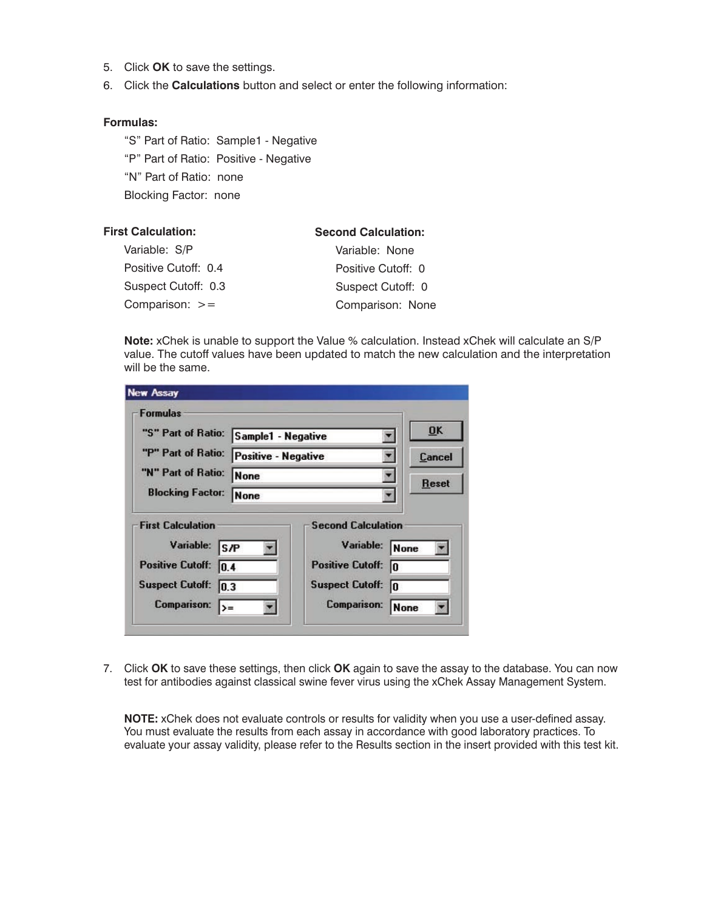5. Click **OK** to save the settings.
6. Click the **Calculations** button and select or enter the following information:

**Formulas:**

"S" Part of Ratio: Sample1 - Negative

"P" Part of Ratio: Positive - Negative

"N" Part of Ratio: none

Blocking Factor: none

**First Calculation:**

Variable: S/P

Positive Cutoff: 0.4

Suspect Cutoff: 0.3

Comparison: >=

**Second Calculation:**

Variable: None

Positive Cutoff: 0

Suspect Cutoff: 0

Comparison: None

**Note:** xChek is unable to support the Value % calculation. Instead xChek will calculate an S/P value. The cutoff values have been updated to match the new calculation and the interpretation will be the same.

7. Click **OK** to save these settings, then click **OK** again to save the assay to the database. You can now test for antibodies against classical swine fever virus using the xChek Assay Management System.

**NOTE:** xChek does not evaluate controls or results for validity when you use a user-defined assay. You must evaluate the results from each assay in accordance with good laboratory practices. To evaluate your assay validity, please refer to the Results section in the insert provided with this test kit.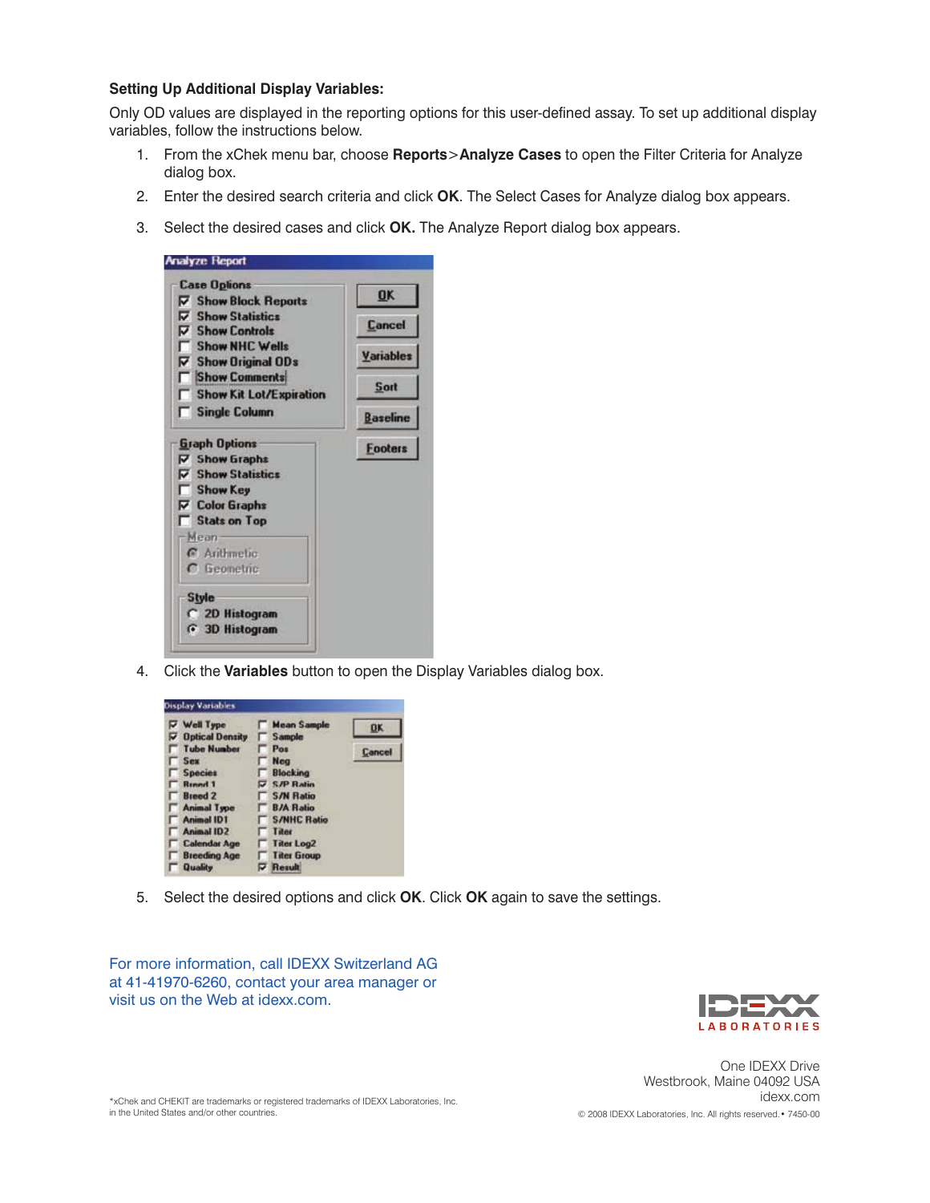**Setting Up Additional Display Variables:**

Only OD values are displayed in the reporting options for this user-defined assay. To set up additional display variables, follow the instructions below.

1. From the xChek menu bar, choose **Reports**>**Analyze Cases** to open the Filter Criteria for Analyze dialog box.
2. Enter the desired search criteria and click **OK**. The Select Cases for Analyze dialog box appears.
3. Select the desired cases and click **OK.** The Analyze Report dialog box appears.
4. Click the **Variables** button to open the Display Variables dialog box.
5. Select the desired options and click **OK**. Click **OK** again to save the settings.

For more information, call IDEXX Switzerland AG at 41-41970-6260, contact your area manager or visit us on the Web at idexx.com.

IDEXX LABORATORIES

One IDEXX Drive
Westbrook, Maine 04092 USA
idexx.com

*xChek and CHEKIT are trademarks or registered trademarks of IDEXX Laboratories, Inc. in the United States and/or other countries.

© 2008 IDEXX Laboratories, Inc. All rights reserved. • 7450-00